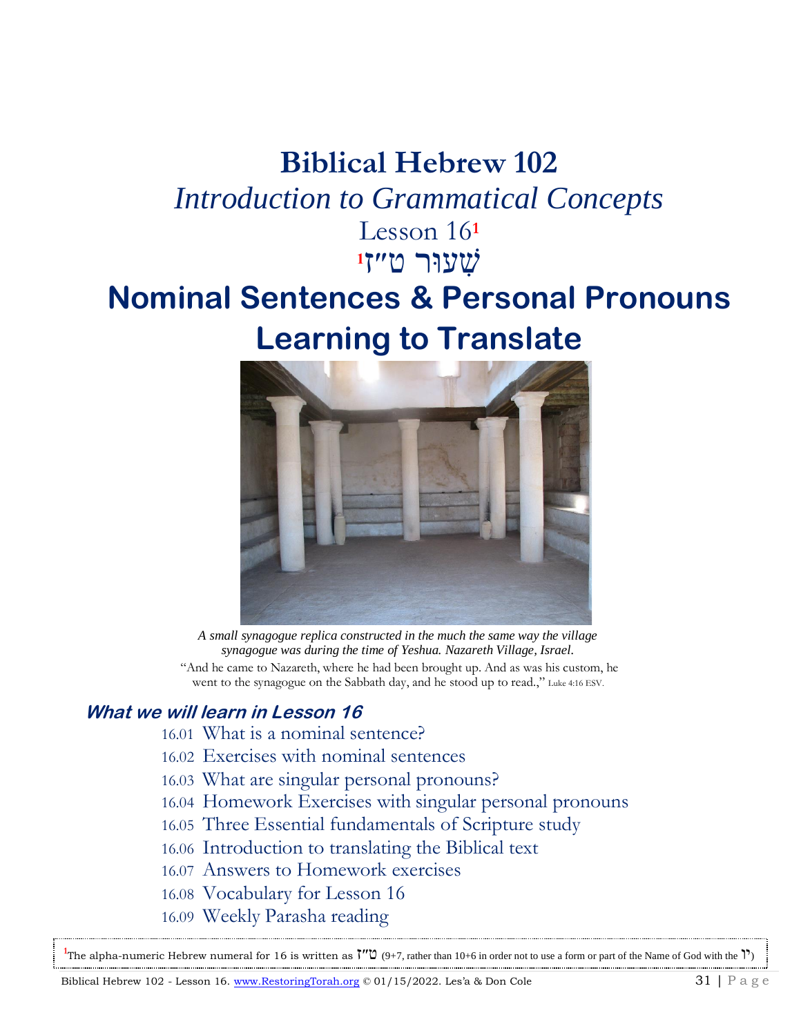# Biblical Hebrew 102

## *Introduction to Grammatical Concepts*

Lesson 16[1]

שִׁעוּר ט״ז[1]

# Nominal Sentences & Personal Pronouns Learning to Translate

*A small synagogue replica constructed in the much the same way the village synagogue was during the time of Yeshua. Nazareth Village, Israel.*

"And he came to Nazareth, where he had been brought up. And as was his custom, he went to the synagogue on the Sabbath day, and he stood up to read.," Luke 4:16 ESV.

### *What we will learn in Lesson 16*

- 16.01 What is a nominal sentence?
- 16.02 Exercises with nominal sentences
- 16.03 What are singular personal pronouns?
- 16.04 Homework Exercises with singular personal pronouns
- 16.05 Three Essential fundamentals of Scripture study
- 16.06 Introduction to translating the Biblical text
- 16.07 Answers to Homework exercises
- 16.08 Vocabulary for Lesson 16
- 16.09 Weekly Parasha reading

---

[1] The alpha-numeric Hebrew numeral for 16 is written as ט״ז (9+7, rather than 10+6 in order not to use a form or part of the Name of God with the י״ו)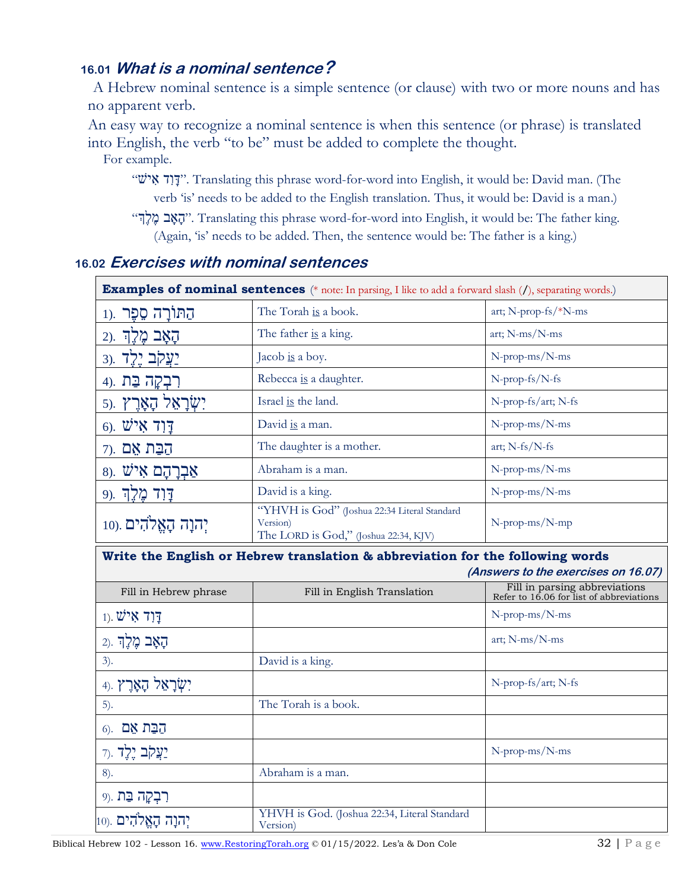## 16.01 *What is a nominal sentence?*

A Hebrew nominal sentence is a simple sentence (or clause) with two or more nouns and has no apparent verb.

An easy way to recognize a nominal sentence is when this sentence (or phrase) is translated into English, the verb "to be" must be added to complete the thought.

For example.

"דָּוִד אִישׁ". Translating this phrase word-for-word into English, it would be: David man. (The verb 'is' needs to be added to the English translation. Thus, it would be: David is a man.)

"הָאָב מֶלֶךְ". Translating this phrase word-for-word into English, it would be: The father king. (Again, 'is' needs to be added. Then, the sentence would be: The father is a king.)

## 16.02 *Exercises with nominal sentences*

| **Examples of nominal sentences** (* note: In parsing, I like to add a forward slash (/), separating words.) | | |
|---|---|---|
| 1). הַתּוֹרָה סֵפֶר | The Torah is a book. | art; N-prop-fs/*N-ms |
| 2). הָאָב מֶלֶךְ | The father is a king. | art; N-ms/N-ms |
| 3). יַעֲקֹב יֶלֶד | Jacob is a boy. | N-prop-ms/N-ms |
| 4). רִבְקָה בַּת | Rebecca is a daughter. | N-prop-fs/N-fs |
| 5). יִשְׂרָאֵל הָאָרֶץ | Israel is the land. | N-prop-fs/art; N-fs |
| 6). דָּוִד אִישׁ | David is a man. | N-prop-ms/N-ms |
| 7). הַבַּת אֵם | The daughter is a mother. | art; N-fs/N-fs |
| 8). אַבְרָהָם אִישׁ | Abraham is a man. | N-prop-ms/N-ms |
| 9). דָּוִד מֶלֶךְ | David is a king. | N-prop-ms/N-ms |
| 10). יְהוָה הָאֱלֹהִים | "YHVH is God" (Joshua 22:34 Literal Standard Version) The LORD is God," (Joshua 22:34, KJV) | N-prop-ms/N-mp |

| **Write the English or Hebrew translation & abbreviation for the following words** *(Answers to the exercises on 16.07)* | | |
|---|---|---|
| Fill in Hebrew phrase | Fill in English Translation | Fill in parsing abbreviations Refer to 16.06 for list of abbreviations |
| 1). דָּוִד אִישׁ | | N-prop-ms/N-ms |
| 2). הָאָב מֶלֶךְ | | art; N-ms/N-ms |
| 3). | David is a king. | |
| 4). יִשְׂרָאֵל הָאָרֶץ | | N-prop-fs/art; N-fs |
| 5). | The Torah is a book. | |
| 6). הַבַּת אֵם | | |
| 7). יַעֲקֹב יֶלֶד | | N-prop-ms/N-ms |
| 8). | Abraham is a man. | |
| 9). רִבְקָה בַּת | | |
| 10). יְהוָה הָאֱלֹהִים | YHVH is God. (Joshua 22:34, Literal Standard Version) | |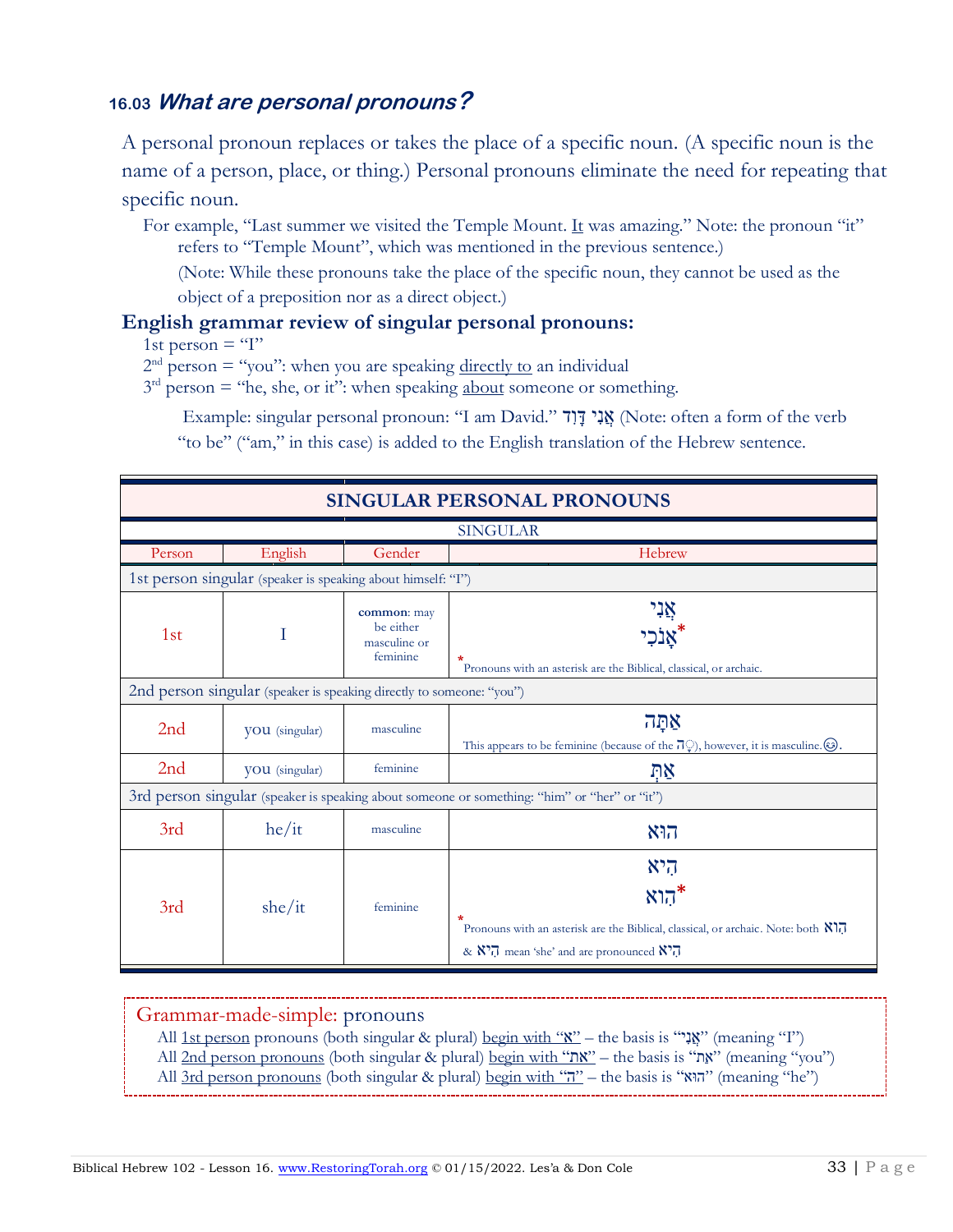### 16.03 *What are personal pronouns?*

A personal pronoun replaces or takes the place of a specific noun. (A specific noun is the name of a person, place, or thing.) Personal pronouns eliminate the need for repeating that specific noun.

For example, "Last summer we visited the Temple Mount. It was amazing." Note: the pronoun "it" refers to "Temple Mount", which was mentioned in the previous sentence.)

(Note: While these pronouns take the place of the specific noun, they cannot be used as the object of a preposition nor as a direct object.)

**English grammar review of singular personal pronouns:**

1st person = "I"
2nd person = "you": when you are speaking directly to an individual
3rd person = "he, she, or it": when speaking about someone or something.

Example: singular personal pronoun: "I am David." אֲנִי דָּוִד (Note: often a form of the verb "to be" ("am," in this case) is added to the English translation of the Hebrew sentence.

| **SINGULAR PERSONAL PRONOUNS** | | | |
|---|---|---|---|
| SINGULAR | | | |
| Person | English | Gender | Hebrew |
| 1st person singular (speaker is speaking about himself: "I") | | | |
| 1st | I | **common**: may be either masculine or feminine | אֲנִי<br>אָנֹכִי*<br>* Pronouns with an asterisk are the Biblical, classical, or archaic. |
| 2nd person singular (speaker is speaking directly to someone: "you") | | | |
| 2nd | you (singular) | masculine | אַתָּה<br>This appears to be feminine (because of the הָ), however, it is masculine.☺. |
| 2nd | you (singular) | feminine | אַתְּ |
| 3rd person singular (speaker is speaking about someone or something: "him" or "her" or "it") | | | |
| 3rd | he/it | masculine | הוּא |
| 3rd | she/it | feminine | הִיא<br>הִוא*<br>* Pronouns with an asterisk are the Biblical, classical, or archaic. Note: both הִוא & הִיא mean 'she' and are pronounced הִיא |

Grammar-made-simple: pronouns

All 1st person pronouns (both singular & plural) begin with "א" – the basis is "אֲנִי" (meaning "I")
All 2nd person pronouns (both singular & plural) begin with "את" – the basis is "את" (meaning "you")
All 3rd person pronouns (both singular & plural) begin with "ה" – the basis is "הוא" (meaning "he")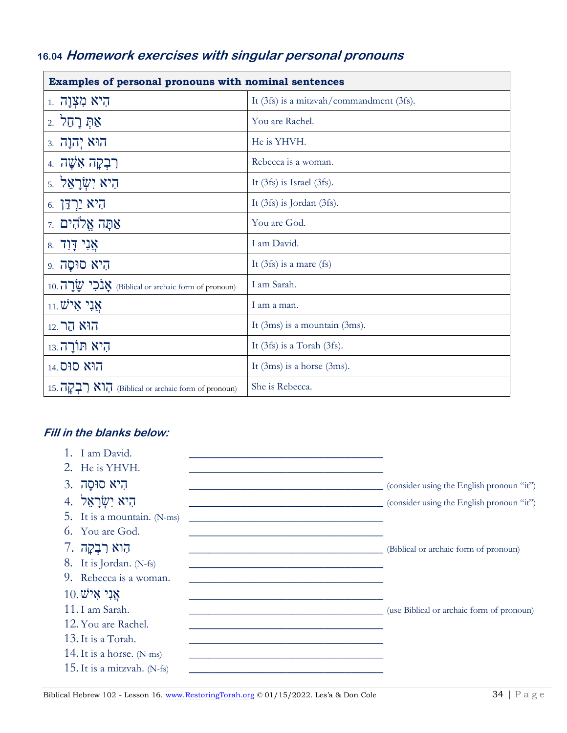## 16.04 *Homework exercises with singular personal pronouns*

| **Examples of personal pronouns with nominal sentences** | |
|---|---|
| 1. הִיא מִצְוָה | It (3fs) is a mitzvah/commandment (3fs). |
| 2. אַתְּ רָחֵל | You are Rachel. |
| 3. הוּא יְהוָה | He is YHVH. |
| 4. רִבְקָה אִשָּׁה | Rebecca is a woman. |
| 5. הִיא יִשְׂרָאֵל | It (3fs) is Israel (3fs). |
| 6. הִיא יַרְדֵּן | It (3fs) is Jordan (3fs). |
| 7. אַתָּה אֱלֹהִים | You are God. |
| 8. אֲנִי דָּוִד | I am David. |
| 9. הִיא סוּסָה | It (3fs) is a mare (fs) |
| 10. אָנֹכִי שָׂרָה (Biblical or archaic form of pronoun) | I am Sarah. |
| 11. אֲנִי אִישׁ | I am a man. |
| 12. הוּא הַר | It (3ms) is a mountain (3ms). |
| 13. הִיא תּוֹרָה | It (3fs) is a Torah (3fs). |
| 14. הוּא סוּס | It (3ms) is a horse (3ms). |
| 15. הִוא רִבְקָה (Biblical or archaic form of pronoun) | She is Rebecca. |

### *Fill in the blanks below:*

1. I am David. ______________________________
2. He is YHVH. ______________________________
3. הִיא סוּסָה ______________________________ (consider using the English pronoun "it")
4. הִיא יִשְׂרָאֵל ______________________________ (consider using the English pronoun "it")
5. It is a mountain. (N-ms) ______________________________
6. You are God. ______________________________
7. הִוא רִבְקָה ______________________________ (Biblical or archaic form of pronoun)
8. It is Jordan. (N-fs) ______________________________
9. Rebecca is a woman. ______________________________
10. אֲנִי אִישׁ ______________________________
11. I am Sarah. ______________________________ (use Biblical or archaic form of pronoun)
12. You are Rachel. ______________________________
13. It is a Torah. ______________________________
14. It is a horse. (N-ms) ______________________________
15. It is a mitzvah. (N-fs) ______________________________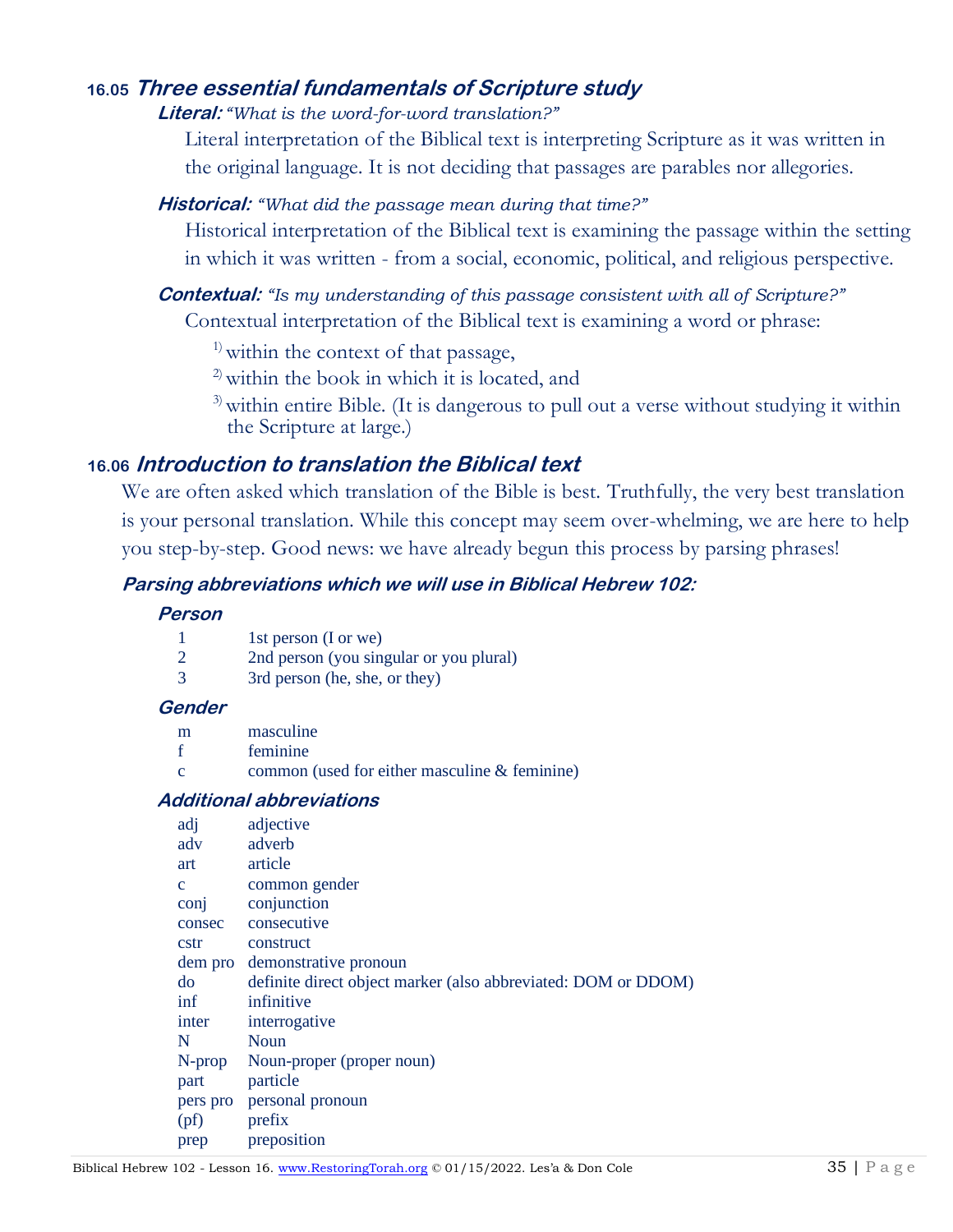## 16.05 *Three essential fundamentals of Scripture study*

***Literal:*** *"What is the word-for-word translation?"*

Literal interpretation of the Biblical text is interpreting Scripture as it was written in the original language. It is not deciding that passages are parables nor allegories.

***Historical:*** *"What did the passage mean during that time?"*

Historical interpretation of the Biblical text is examining the passage within the setting in which it was written - from a social, economic, political, and religious perspective.

***Contextual:*** *"Is my understanding of this passage consistent with all of Scripture?"*

Contextual interpretation of the Biblical text is examining a word or phrase:

1) within the context of that passage,
2) within the book in which it is located, and
3) within entire Bible. (It is dangerous to pull out a verse without studying it within the Scripture at large.)

## 16.06 *Introduction to translation the Biblical text*

We are often asked which translation of the Bible is best. Truthfully, the very best translation is your personal translation. While this concept may seem over-whelming, we are here to help you step-by-step. Good news: we have already begun this process by parsing phrases!

### *Parsing abbreviations which we will use in Biblical Hebrew 102:*

#### *Person*

| | |
|---|---|
| 1 | 1st person (I or we) |
| 2 | 2nd person (you singular or you plural) |
| 3 | 3rd person (he, she, or they) |

#### *Gender*

| | |
|---|---|
| m | masculine |
| f | feminine |
| c | common (used for either masculine & feminine) |

#### *Additional abbreviations*

| | |
|---|---|
| adj | adjective |
| adv | adverb |
| art | article |
| c | common gender |
| conj | conjunction |
| consec | consecutive |
| cstr | construct |
| dem pro | demonstrative pronoun |
| do | definite direct object marker (also abbreviated: DOM or DDOM) |
| inf | infinitive |
| inter | interrogative |
| N | Noun |
| N-prop | Noun-proper (proper noun) |
| part | particle |
| pers pro | personal pronoun |
| (pf) | prefix |
| prep | preposition |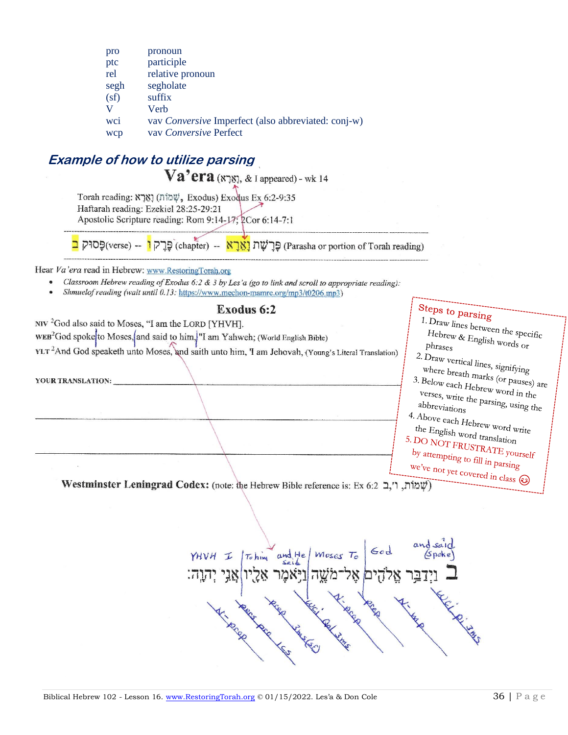| | |
|---|---|
| pro | pronoun |
| ptc | participle |
| rel | relative pronoun |
| segh | segholate |
| (sf) | suffix |
| V | Verb |
| wci | vav *Conversive* Imperfect (also abbreviated: conj-w) |
| wcp | vav *Conversive* Perfect |

## *Example of how to utilize parsing*

### Va'era (וָאֵרָא, & I appeared) - wk 14

Torah reading: וָאֵרָא (שְׁמוֹת, Exodus) Exodus Ex 6:2-9:35
Haftarah reading: Ezekiel 28:25-29:21
Apostolic Scripture reading: Rom 9:14-17; 2Cor 6:14-7:1

ב פָּסוּק(verse) -- ו פֶּרֶק (chapter) -- פָּרָשַׁת וָאֵרָא (Parasha or portion of Torah reading)

Hear *Va'era* read in Hebrew: www.RestoringTorah.org

- *Classroom Hebrew reading of Exodus 6:2 & 3 by Les'a (go to link and scroll to appropriate reading):*
- *Shmuelof reading (wait until 0.13:* https://www.mechon-mamre.org/mp3/t0206.mp3)

### Exodus 6:2

NIV [2]God also said to Moses, "I am the LORD [YHVH].

WEB[2]God spoke | to Moses, | and said to him, | "I am Yahweh; (World English Bible)

YLT [2]And God speaketh unto Moses, and saith unto him, 'I am Jehovah, (Young's Literal Translation)

**YOUR TRANSLATION:** ______________________________

______________________________

______________________________

**Steps to parsing**

1. Draw lines between the specific Hebrew & English words or phrases
2. Draw vertical lines, signifying where breath marks (or pauses) are
3. Below each Hebrew word in the verses, write the parsing, using the abbreviations
4. Above each Hebrew word write the English word translation
5. DO NOT FRUSTRATE yourself by attempting to fill in parsing we've not yet covered in class ☺

**Westminster Leningrad Codex:** (note: the Hebrew Bible reference is: Ex 6:2 שְׁמוֹת, ו',ב)

and said (spoke) | God | to Moses | and He said | to him | I | YHVH

ב וַיְדַבֵּר אֱלֹהִים אֶל־מֹשֶׁה וַיֹּאמֶר אֵלָיו אֲנִי יְהוָה׃

wci pi 3ms | N-mp | prep | N-prop | wci Qal 3ms | prep 3ms(sf) | pers pro 1cs | N-prop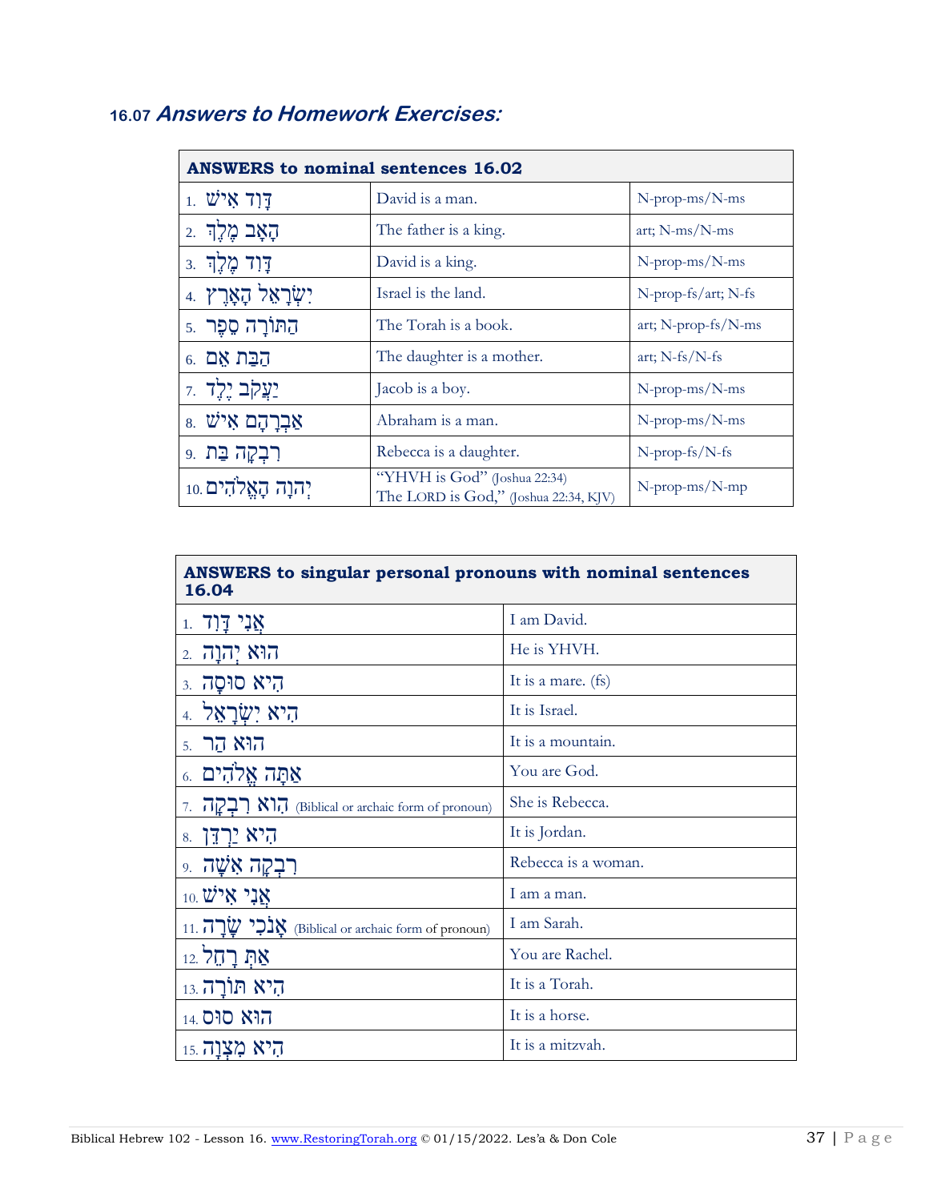## 16.07 ***Answers to Homework Exercises:***

| **ANSWERS to nominal sentences 16.02** | | |
|---|---|---|
| 1. דָּוִד אִישׁ | David is a man. | N-prop-ms/N-ms |
| 2. הָאָב מֶלֶךְ | The father is a king. | art; N-ms/N-ms |
| 3. דָּוִד מֶלֶךְ | David is a king. | N-prop-ms/N-ms |
| 4. יִשְׂרָאֵל הָאָרֶץ | Israel is the land. | N-prop-fs/art; N-fs |
| 5. הַתּוֹרָה סֵפֶר | The Torah is a book. | art; N-prop-fs/N-ms |
| 6. הַבַּת אֵם | The daughter is a mother. | art; N-fs/N-fs |
| 7. יַעֲקֹב יֶלֶד | Jacob is a boy. | N-prop-ms/N-ms |
| 8. אַבְרָהָם אִישׁ | Abraham is a man. | N-prop-ms/N-ms |
| 9. רִבְקָה בַּת | Rebecca is a daughter. | N-prop-fs/N-fs |
| 10. יְהוָה הָאֱלֹהִים | "YHVH is God" (Joshua 22:34) The LORD is God," (Joshua 22:34, KJV) | N-prop-ms/N-mp |

| **ANSWERS to singular personal pronouns with nominal sentences 16.04** | |
|---|---|
| 1. אֲנִי דָּוִד | I am David. |
| 2. הוּא יְהוָה | He is YHVH. |
| 3. הִיא סוּסָה | It is a mare. (fs) |
| 4. הִיא יִשְׂרָאֵל | It is Israel. |
| 5. הוּא הַר | It is a mountain. |
| 6. אַתָּה אֱלֹהִים | You are God. |
| 7. הִוא רִבְקָה (Biblical or archaic form of pronoun) | She is Rebecca. |
| 8. הִיא יַרְדֵּן | It is Jordan. |
| 9. רִבְקָה אִשָּׁה | Rebecca is a woman. |
| 10. אֲנִי אִישׁ | I am a man. |
| 11. אָנֹכִי שָׂרָה (Biblical or archaic form of pronoun) | I am Sarah. |
| 12. אַתְּ רָחֵל | You are Rachel. |
| 13. הִיא תּוֹרָה | It is a Torah. |
| 14. הוּא סוּס | It is a horse. |
| 15. הִיא מִצְוָה | It is a mitzvah. |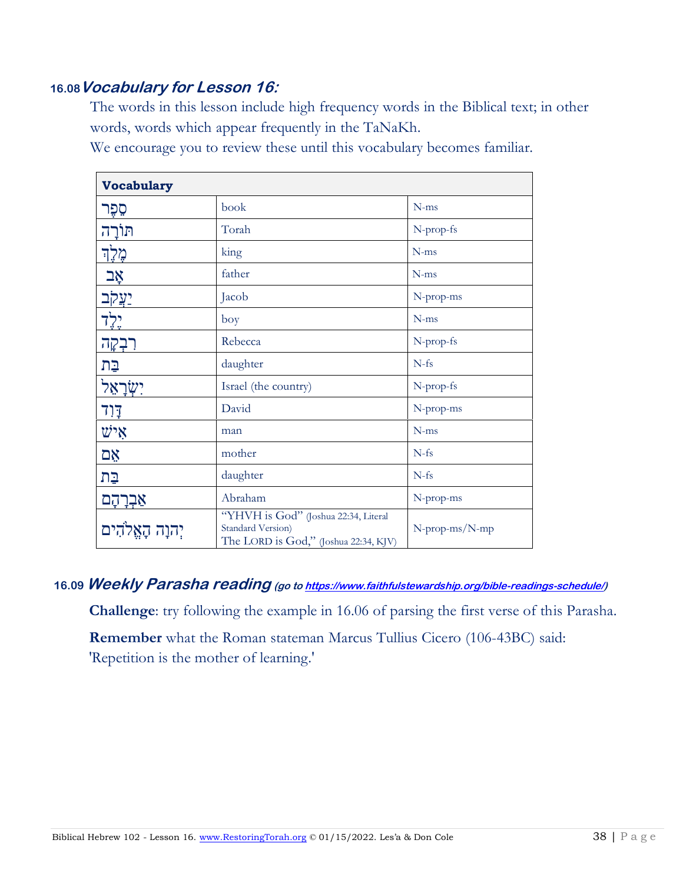### 16.08 *Vocabulary for Lesson 16:*

The words in this lesson include high frequency words in the Biblical text; in other words, words which appear frequently in the TaNaKh.

We encourage you to review these until this vocabulary becomes familiar.

| **Vocabulary** | | |
|---|---|---|
| סֵפֶר | book | N-ms |
| תּוֹרָה | Torah | N-prop-fs |
| מֶלֶךְ | king | N-ms |
| אָב | father | N-ms |
| יַעֲקֹב | Jacob | N-prop-ms |
| יֶלֶד | boy | N-ms |
| רִבְקָה | Rebecca | N-prop-fs |
| בַּת | daughter | N-fs |
| יִשְׂרָאֵל | Israel (the country) | N-prop-fs |
| דָּוִד | David | N-prop-ms |
| אִישׁ | man | N-ms |
| אֵם | mother | N-fs |
| בַּת | daughter | N-fs |
| אַבְרָהָם | Abraham | N-prop-ms |
| יְהוָה הָאֱלֹהִים | "YHVH is God" (Joshua 22:34, Literal Standard Version) The LORD is God," (Joshua 22:34, KJV) | N-prop-ms/N-mp |

### 16.09 *Weekly Parasha reading (go to https://www.faithfulstewardship.org/bible-readings-schedule/)*

**Challenge**: try following the example in 16.06 of parsing the first verse of this Parasha.

**Remember** what the Roman stateman Marcus Tullius Cicero (106-43BC) said: 'Repetition is the mother of learning.'